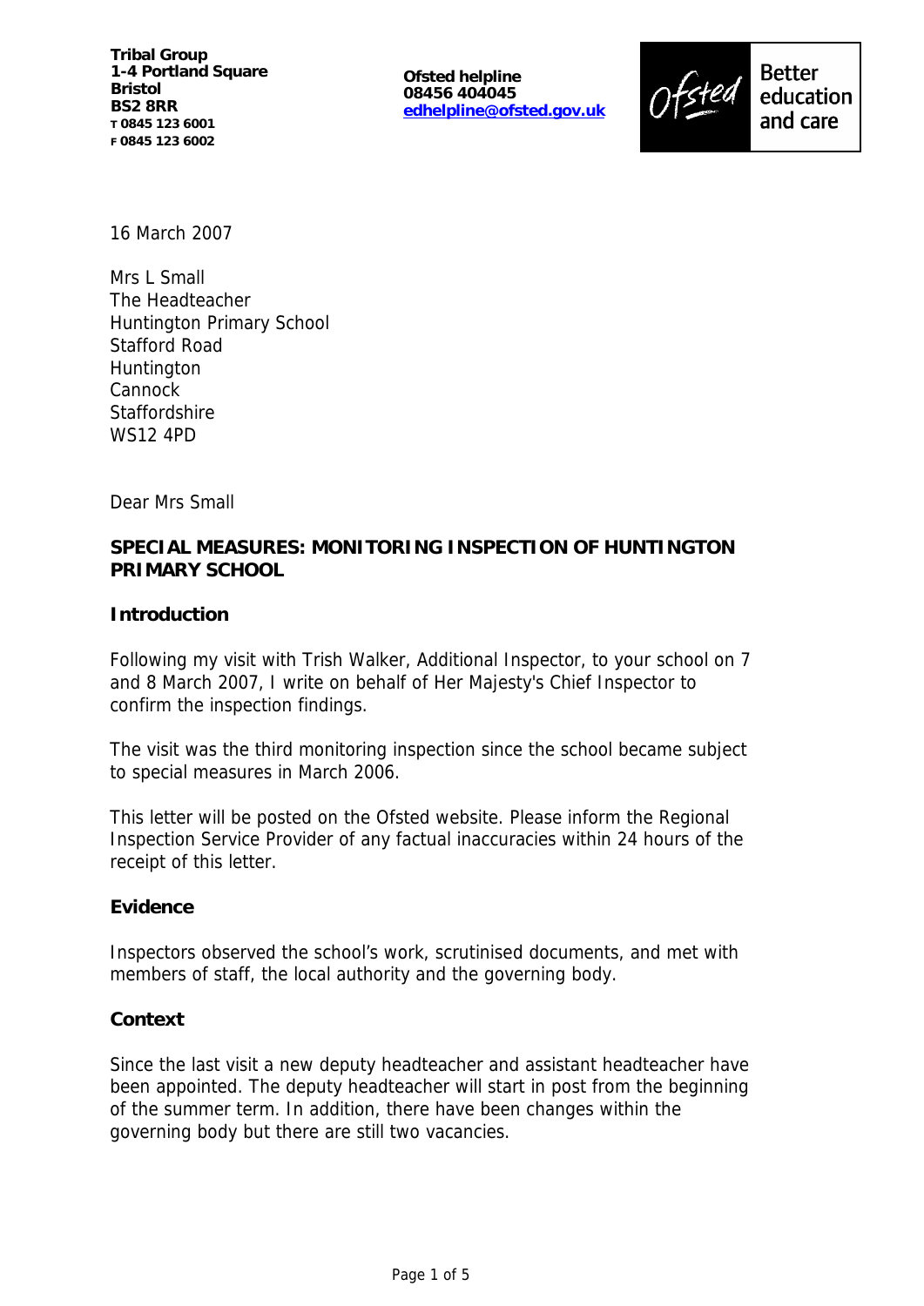**Tribal Group**
**1-4 Portland Square**
**Bristol**
**BS2 8RR**
**T 0845 123 6001**
**F 0845 123 6002**

**Ofsted helpline**
**08456 404045**
**edhelpline@ofsted.gov.uk**

Ofsted Better education and care

16 March 2007

Mrs L Small
The Headteacher
Huntington Primary School
Stafford Road
Huntington
Cannock
Staffordshire
WS12 4PD

Dear Mrs Small

**SPECIAL MEASURES: MONITORING INSPECTION OF HUNTINGTON PRIMARY SCHOOL**

**Introduction**

Following my visit with Trish Walker, Additional Inspector, to your school on 7 and 8 March 2007, I write on behalf of Her Majesty's Chief Inspector to confirm the inspection findings.

The visit was the third monitoring inspection since the school became subject to special measures in March 2006.

This letter will be posted on the Ofsted website. Please inform the Regional Inspection Service Provider of any factual inaccuracies within 24 hours of the receipt of this letter.

**Evidence**

Inspectors observed the school's work, scrutinised documents, and met with members of staff, the local authority and the governing body.

**Context**

Since the last visit a new deputy headteacher and assistant headteacher have been appointed. The deputy headteacher will start in post from the beginning of the summer term. In addition, there have been changes within the governing body but there are still two vacancies.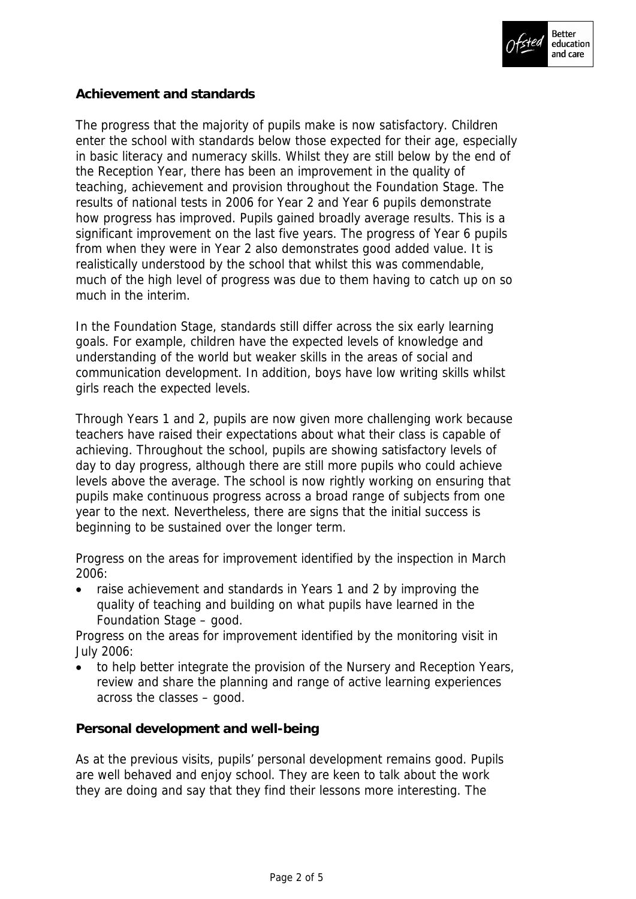**Achievement and standards**

The progress that the majority of pupils make is now satisfactory. Children enter the school with standards below those expected for their age, especially in basic literacy and numeracy skills. Whilst they are still below by the end of the Reception Year, there has been an improvement in the quality of teaching, achievement and provision throughout the Foundation Stage. The results of national tests in 2006 for Year 2 and Year 6 pupils demonstrate how progress has improved. Pupils gained broadly average results. This is a significant improvement on the last five years. The progress of Year 6 pupils from when they were in Year 2 also demonstrates good added value. It is realistically understood by the school that whilst this was commendable, much of the high level of progress was due to them having to catch up on so much in the interim.

In the Foundation Stage, standards still differ across the six early learning goals. For example, children have the expected levels of knowledge and understanding of the world but weaker skills in the areas of social and communication development. In addition, boys have low writing skills whilst girls reach the expected levels.

Through Years 1 and 2, pupils are now given more challenging work because teachers have raised their expectations about what their class is capable of achieving. Throughout the school, pupils are showing satisfactory levels of day to day progress, although there are still more pupils who could achieve levels above the average. The school is now rightly working on ensuring that pupils make continuous progress across a broad range of subjects from one year to the next. Nevertheless, there are signs that the initial success is beginning to be sustained over the longer term.

Progress on the areas for improvement identified by the inspection in March 2006:

- raise achievement and standards in Years 1 and 2 by improving the quality of teaching and building on what pupils have learned in the Foundation Stage – good.

Progress on the areas for improvement identified by the monitoring visit in July 2006:

- to help better integrate the provision of the Nursery and Reception Years, review and share the planning and range of active learning experiences across the classes – good.

**Personal development and well-being**

As at the previous visits, pupils' personal development remains good. Pupils are well behaved and enjoy school. They are keen to talk about the work they are doing and say that they find their lessons more interesting. The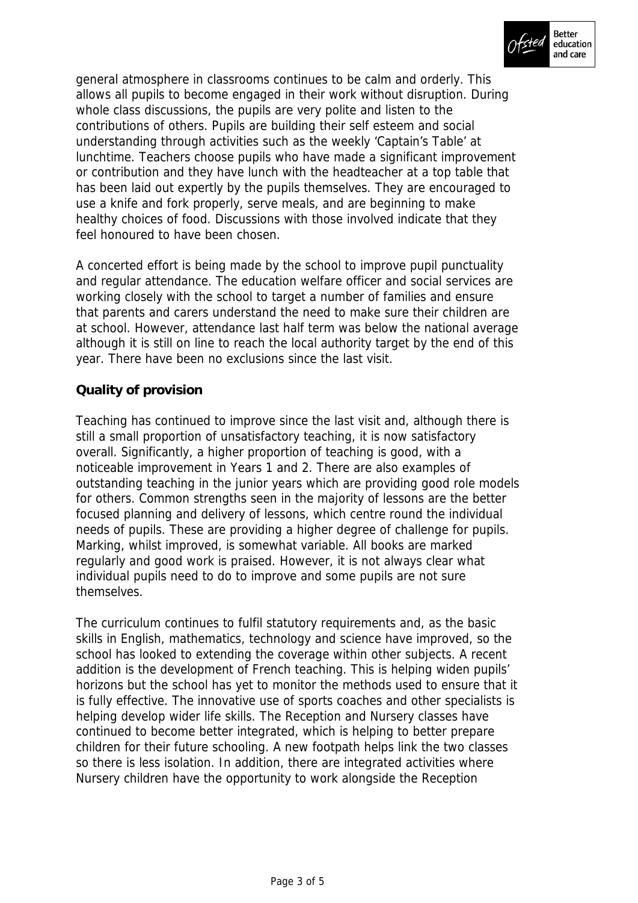general atmosphere in classrooms continues to be calm and orderly. This allows all pupils to become engaged in their work without disruption. During whole class discussions, the pupils are very polite and listen to the contributions of others. Pupils are building their self esteem and social understanding through activities such as the weekly 'Captain's Table' at lunchtime. Teachers choose pupils who have made a significant improvement or contribution and they have lunch with the headteacher at a top table that has been laid out expertly by the pupils themselves. They are encouraged to use a knife and fork properly, serve meals, and are beginning to make healthy choices of food. Discussions with those involved indicate that they feel honoured to have been chosen.

A concerted effort is being made by the school to improve pupil punctuality and regular attendance. The education welfare officer and social services are working closely with the school to target a number of families and ensure that parents and carers understand the need to make sure their children are at school. However, attendance last half term was below the national average although it is still on line to reach the local authority target by the end of this year. There have been no exclusions since the last visit.

**Quality of provision**

Teaching has continued to improve since the last visit and, although there is still a small proportion of unsatisfactory teaching, it is now satisfactory overall. Significantly, a higher proportion of teaching is good, with a noticeable improvement in Years 1 and 2. There are also examples of outstanding teaching in the junior years which are providing good role models for others. Common strengths seen in the majority of lessons are the better focused planning and delivery of lessons, which centre round the individual needs of pupils. These are providing a higher degree of challenge for pupils. Marking, whilst improved, is somewhat variable. All books are marked regularly and good work is praised. However, it is not always clear what individual pupils need to do to improve and some pupils are not sure themselves.

The curriculum continues to fulfil statutory requirements and, as the basic skills in English, mathematics, technology and science have improved, so the school has looked to extending the coverage within other subjects. A recent addition is the development of French teaching. This is helping widen pupils' horizons but the school has yet to monitor the methods used to ensure that it is fully effective. The innovative use of sports coaches and other specialists is helping develop wider life skills. The Reception and Nursery classes have continued to become better integrated, which is helping to better prepare children for their future schooling. A new footpath helps link the two classes so there is less isolation. In addition, there are integrated activities where Nursery children have the opportunity to work alongside the Reception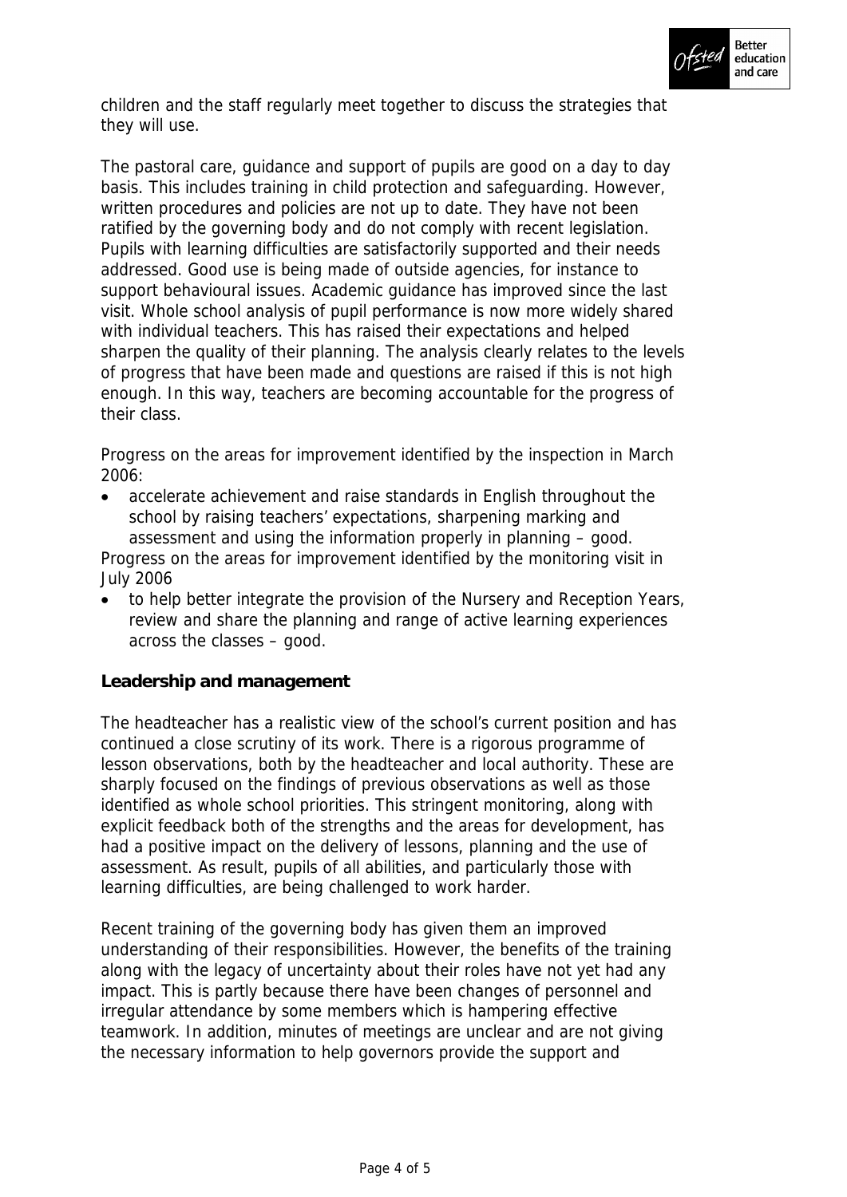children and the staff regularly meet together to discuss the strategies that they will use.

The pastoral care, guidance and support of pupils are good on a day to day basis. This includes training in child protection and safeguarding. However, written procedures and policies are not up to date. They have not been ratified by the governing body and do not comply with recent legislation. Pupils with learning difficulties are satisfactorily supported and their needs addressed. Good use is being made of outside agencies, for instance to support behavioural issues. Academic guidance has improved since the last visit. Whole school analysis of pupil performance is now more widely shared with individual teachers. This has raised their expectations and helped sharpen the quality of their planning. The analysis clearly relates to the levels of progress that have been made and questions are raised if this is not high enough. In this way, teachers are becoming accountable for the progress of their class.

Progress on the areas for improvement identified by the inspection in March 2006:

- accelerate achievement and raise standards in English throughout the school by raising teachers' expectations, sharpening marking and assessment and using the information properly in planning – good.

Progress on the areas for improvement identified by the monitoring visit in July 2006

- to help better integrate the provision of the Nursery and Reception Years, review and share the planning and range of active learning experiences across the classes – good.

**Leadership and management**

The headteacher has a realistic view of the school's current position and has continued a close scrutiny of its work. There is a rigorous programme of lesson observations, both by the headteacher and local authority. These are sharply focused on the findings of previous observations as well as those identified as whole school priorities. This stringent monitoring, along with explicit feedback both of the strengths and the areas for development, has had a positive impact on the delivery of lessons, planning and the use of assessment. As result, pupils of all abilities, and particularly those with learning difficulties, are being challenged to work harder.

Recent training of the governing body has given them an improved understanding of their responsibilities. However, the benefits of the training along with the legacy of uncertainty about their roles have not yet had any impact. This is partly because there have been changes of personnel and irregular attendance by some members which is hampering effective teamwork. In addition, minutes of meetings are unclear and are not giving the necessary information to help governors provide the support and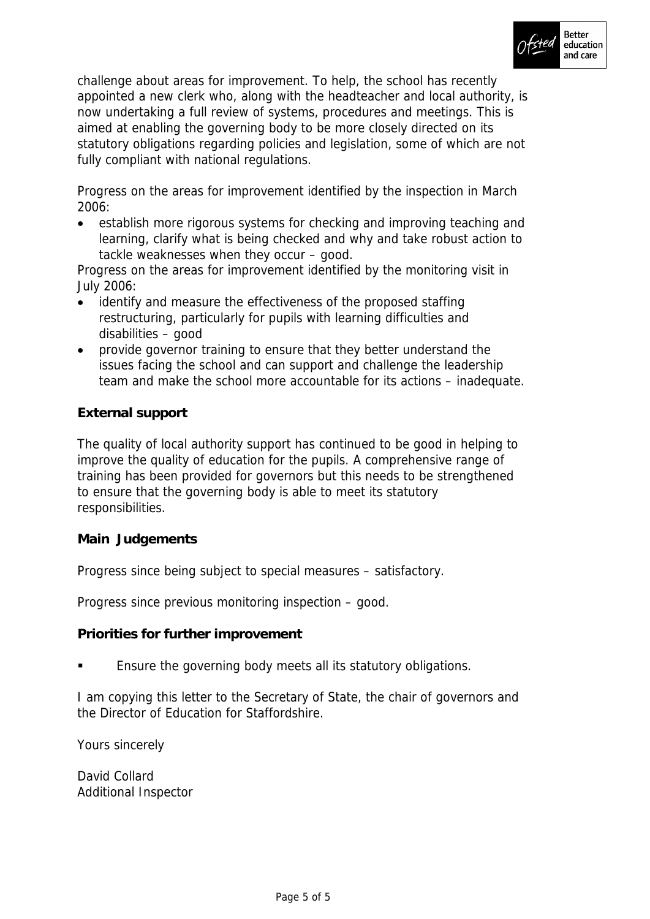challenge about areas for improvement. To help, the school has recently appointed a new clerk who, along with the headteacher and local authority, is now undertaking a full review of systems, procedures and meetings. This is aimed at enabling the governing body to be more closely directed on its statutory obligations regarding policies and legislation, some of which are not fully compliant with national regulations.

Progress on the areas for improvement identified by the inspection in March 2006:

- establish more rigorous systems for checking and improving teaching and learning, clarify what is being checked and why and take robust action to tackle weaknesses when they occur – good.

Progress on the areas for improvement identified by the monitoring visit in July 2006:

- identify and measure the effectiveness of the proposed staffing restructuring, particularly for pupils with learning difficulties and disabilities – good
- provide governor training to ensure that they better understand the issues facing the school and can support and challenge the leadership team and make the school more accountable for its actions – inadequate.

**External support**

The quality of local authority support has continued to be good in helping to improve the quality of education for the pupils. A comprehensive range of training has been provided for governors but this needs to be strengthened to ensure that the governing body is able to meet its statutory responsibilities.

**Main Judgements**

Progress since being subject to special measures – satisfactory.

Progress since previous monitoring inspection – good.

**Priorities for further improvement**

- Ensure the governing body meets all its statutory obligations.

I am copying this letter to the Secretary of State, the chair of governors and the Director of Education for Staffordshire.

Yours sincerely

David Collard
Additional Inspector